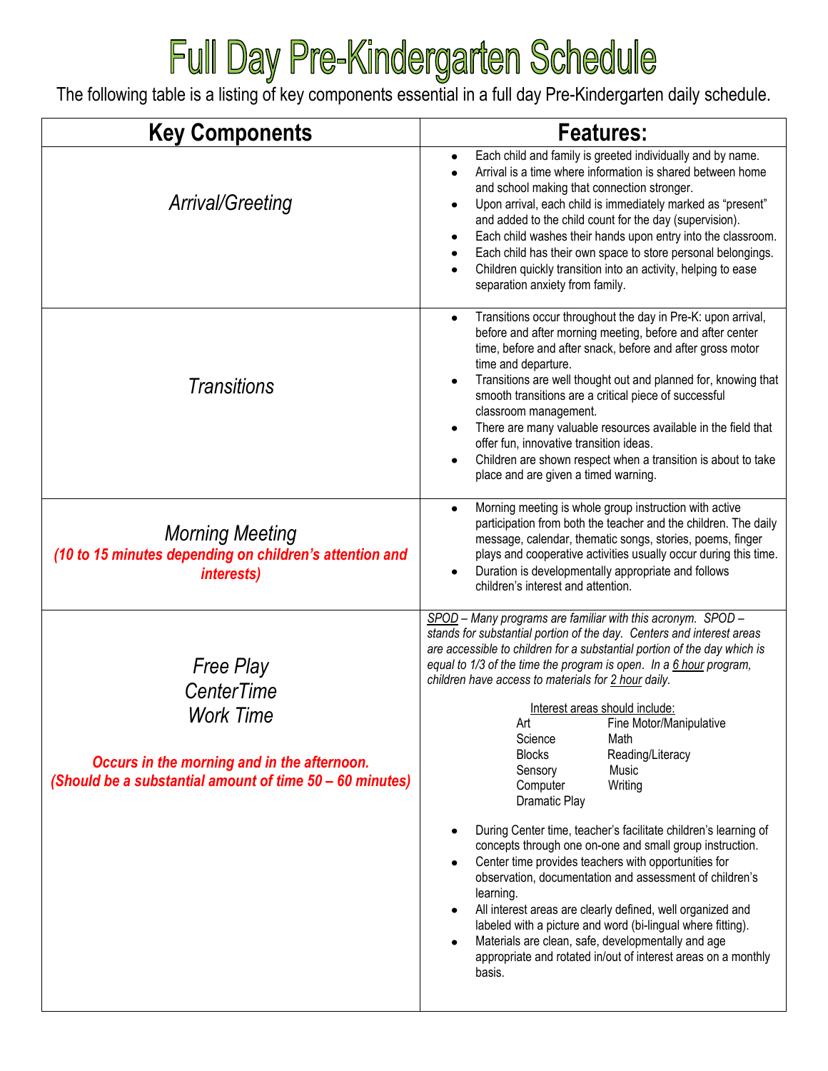# Full Day Pre-Kindergarten Schedule

The following table is a listing of key components essential in a full day Pre-Kindergarten daily schedule.

| Key Components | Features: |
| --- | --- |
| *Arrival/Greeting* | • Each child and family is greeted individually and by name.<br>• Arrival is a time where information is shared between home and school making that connection stronger.<br>• Upon arrival, each child is immediately marked as "present" and added to the child count for the day (supervision).<br>• Each child washes their hands upon entry into the classroom.<br>• Each child has their own space to store personal belongings.<br>• Children quickly transition into an activity, helping to ease separation anxiety from family. |
| *Transitions* | • Transitions occur throughout the day in Pre-K: upon arrival, before and after morning meeting, before and after center time, before and after snack, before and after gross motor time and departure.<br>• Transitions are well thought out and planned for, knowing that smooth transitions are a critical piece of successful classroom management.<br>• There are many valuable resources available in the field that offer fun, innovative transition ideas.<br>• Children are shown respect when a transition is about to take place and are given a timed warning. |
| *Morning Meeting*<br>***(10 to 15 minutes depending on children's attention and interests)*** | • Morning meeting is whole group instruction with active participation from both the teacher and the children. The daily message, calendar, thematic songs, stories, poems, finger plays and cooperative activities usually occur during this time.<br>• Duration is developmentally appropriate and follows children's interest and attention. |
| *Free Play*<br>*CenterTime*<br>*Work Time*<br><br>***Occurs in the morning and in the afternoon. (Should be a substantial amount of time 50 – 60 minutes)*** | *SPOD – Many programs are familiar with this acronym. SPOD – stands for substantial portion of the day. Centers and interest areas are accessible to children for a substantial portion of the day which is equal to 1/3 of the time the program is open. In a 6 hour program, children have access to materials for 2 hour daily.*<br><br>Interest areas should include:<br>Art, Fine Motor/Manipulative, Science, Math, Blocks, Reading/Literacy, Sensory, Music, Computer, Writing, Dramatic Play<br><br>• During Center time, teacher's facilitate children's learning of concepts through one on-one and small group instruction.<br>• Center time provides teachers with opportunities for observation, documentation and assessment of children's learning.<br>• All interest areas are clearly defined, well organized and labeled with a picture and word (bi-lingual where fitting).<br>• Materials are clean, safe, developmentally and age appropriate and rotated in/out of interest areas on a monthly basis. |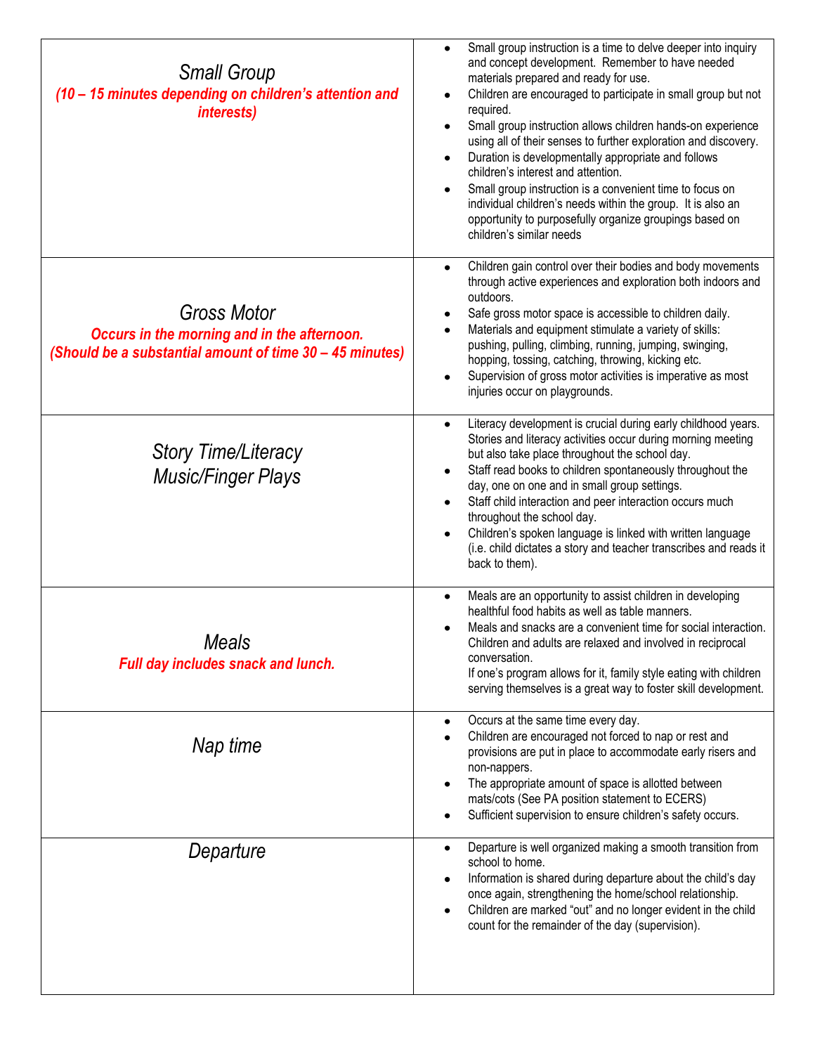| | |
|---|---|
| *Small Group*<br>***(10 – 15 minutes depending on children's attention and interests)*** | • Small group instruction is a time to delve deeper into inquiry and concept development. Remember to have needed materials prepared and ready for use.<br>• Children are encouraged to participate in small group but not required.<br>• Small group instruction allows children hands-on experience using all of their senses to further exploration and discovery.<br>• Duration is developmentally appropriate and follows children's interest and attention.<br>• Small group instruction is a convenient time to focus on individual children's needs within the group. It is also an opportunity to purposefully organize groupings based on children's similar needs |
| *Gross Motor*<br>***Occurs in the morning and in the afternoon.***<br>***(Should be a substantial amount of time 30 – 45 minutes)*** | • Children gain control over their bodies and body movements through active experiences and exploration both indoors and outdoors.<br>• Safe gross motor space is accessible to children daily.<br>• Materials and equipment stimulate a variety of skills: pushing, pulling, climbing, running, jumping, swinging, hopping, tossing, catching, throwing, kicking etc.<br>• Supervision of gross motor activities is imperative as most injuries occur on playgrounds. |
| *Story Time/Literacy*<br>*Music/Finger Plays* | • Literacy development is crucial during early childhood years. Stories and literacy activities occur during morning meeting but also take place throughout the school day.<br>• Staff read books to children spontaneously throughout the day, one on one and in small group settings.<br>• Staff child interaction and peer interaction occurs much throughout the school day.<br>• Children's spoken language is linked with written language (i.e. child dictates a story and teacher transcribes and reads it back to them). |
| *Meals*<br>***Full day includes snack and lunch.*** | • Meals are an opportunity to assist children in developing healthful food habits as well as table manners.<br>• Meals and snacks are a convenient time for social interaction. Children and adults are relaxed and involved in reciprocal conversation.<br>If one's program allows for it, family style eating with children serving themselves is a great way to foster skill development. |
| *Nap time* | • Occurs at the same time every day.<br>• Children are encouraged not forced to nap or rest and provisions are put in place to accommodate early risers and non-nappers.<br>• The appropriate amount of space is allotted between mats/cots (See PA position statement to ECERS)<br>• Sufficient supervision to ensure children's safety occurs. |
| *Departure* | • Departure is well organized making a smooth transition from school to home.<br>• Information is shared during departure about the child's day once again, strengthening the home/school relationship.<br>• Children are marked "out" and no longer evident in the child count for the remainder of the day (supervision). |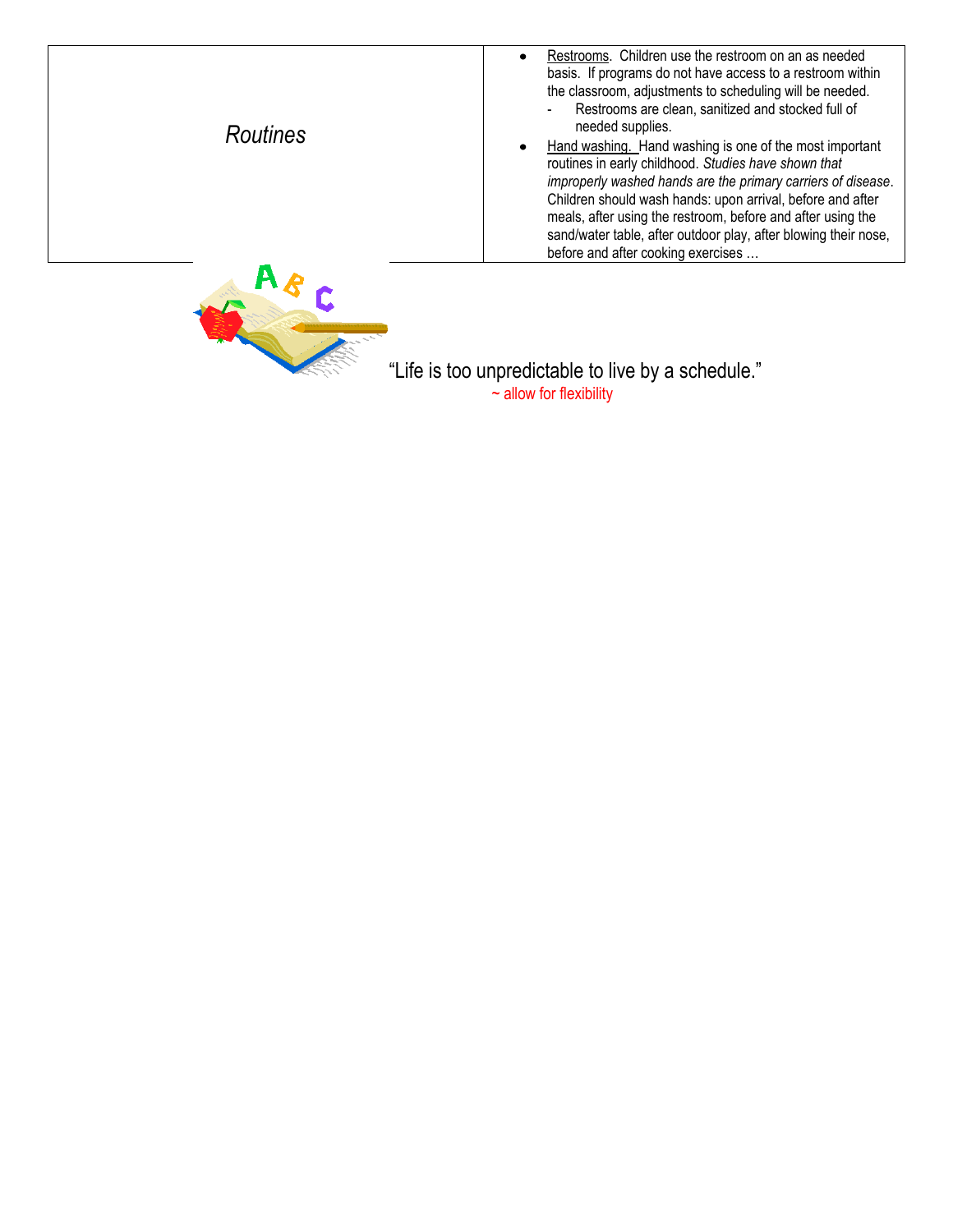| | |
|---|---|
| *Routines* | • <u>Restrooms</u>. Children use the restroom on an as needed basis. If programs do not have access to a restroom within the classroom, adjustments to scheduling will be needed.<br>- Restrooms are clean, sanitized and stocked full of needed supplies.<br>• <u>Hand washing.</u> Hand washing is one of the most important routines in early childhood. *Studies have shown that improperly washed hands are the primary carriers of disease*. Children should wash hands: upon arrival, before and after meals, after using the restroom, before and after using the sand/water table, after outdoor play, after blowing their nose, before and after cooking exercises … |

"Life is too unpredictable to live by a schedule."

~ allow for flexibility